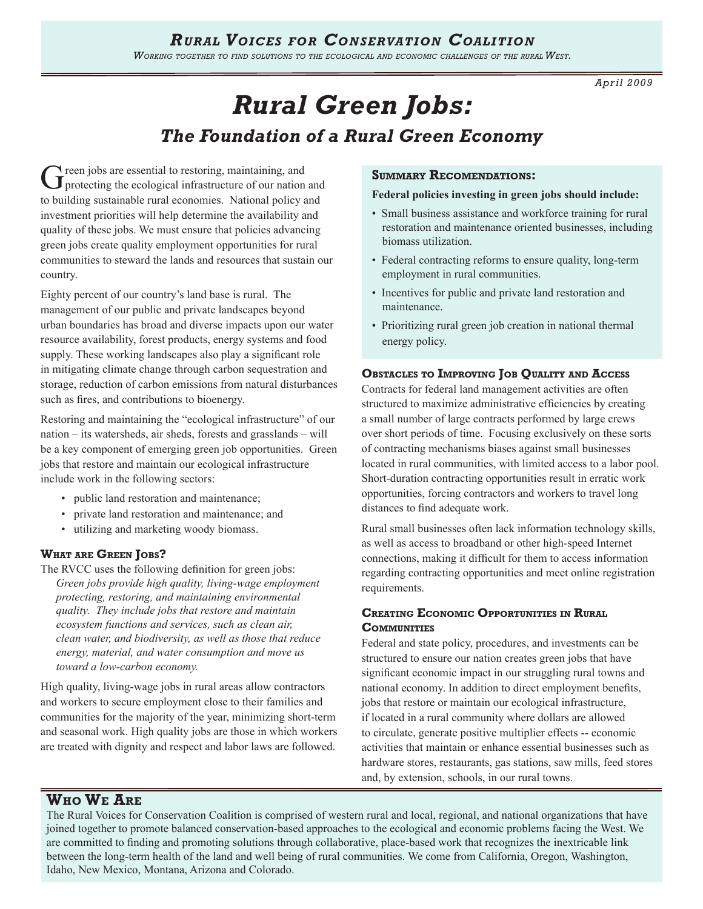**Rural Voices for Conservation Coalition**

*Working together to find solutions to the ecological and economic challenges of the rural West.*

April 2009

# Rural Green Jobs:

## The Foundation of a Rural Green Economy

Green jobs are essential to restoring, maintaining, and protecting the ecological infrastructure of our nation and to building sustainable rural economies. National policy and investment priorities will help determine the availability and quality of these jobs. We must ensure that policies advancing green jobs create quality employment opportunities for rural communities to steward the lands and resources that sustain our country.

Eighty percent of our country's land base is rural. The management of our public and private landscapes beyond urban boundaries has broad and diverse impacts upon our water resource availability, forest products, energy systems and food supply. These working landscapes also play a significant role in mitigating climate change through carbon sequestration and storage, reduction of carbon emissions from natural disturbances such as fires, and contributions to bioenergy.

Restoring and maintaining the "ecological infrastructure" of our nation – its watersheds, air sheds, forests and grasslands – will be a key component of emerging green job opportunities. Green jobs that restore and maintain our ecological infrastructure include work in the following sectors:

- public land restoration and maintenance;
- private land restoration and maintenance; and
- utilizing and marketing woody biomass.

### What are Green Jobs?

The RVCC uses the following definition for green jobs:

*Green jobs provide high quality, living-wage employment protecting, restoring, and maintaining environmental quality. They include jobs that restore and maintain ecosystem functions and services, such as clean air, clean water, and biodiversity, as well as those that reduce energy, material, and water consumption and move us toward a low-carbon economy.*

High quality, living-wage jobs in rural areas allow contractors and workers to secure employment close to their families and communities for the majority of the year, minimizing short-term and seasonal work. High quality jobs are those in which workers are treated with dignity and respect and labor laws are followed.

### Summary Recomendations:

**Federal policies investing in green jobs should include:**

- Small business assistance and workforce training for rural restoration and maintenance oriented businesses, including biomass utilization.
- Federal contracting reforms to ensure quality, long-term employment in rural communities.
- Incentives for public and private land restoration and maintenance.
- Prioritizing rural green job creation in national thermal energy policy.

### Obstacles to Improving Job Quality and Access

Contracts for federal land management activities are often structured to maximize administrative efficiencies by creating a small number of large contracts performed by large crews over short periods of time. Focusing exclusively on these sorts of contracting mechanisms biases against small businesses located in rural communities, with limited access to a labor pool. Short-duration contracting opportunities result in erratic work opportunities, forcing contractors and workers to travel long distances to find adequate work.

Rural small businesses often lack information technology skills, as well as access to broadband or other high-speed Internet connections, making it difficult for them to access information regarding contracting opportunities and meet online registration requirements.

### Creating Economic Opportunities in Rural Communities

Federal and state policy, procedures, and investments can be structured to ensure our nation creates green jobs that have significant economic impact in our struggling rural towns and national economy. In addition to direct employment benefits, jobs that restore or maintain our ecological infrastructure, if located in a rural community where dollars are allowed to circulate, generate positive multiplier effects -- economic activities that maintain or enhance essential businesses such as hardware stores, restaurants, gas stations, saw mills, feed stores and, by extension, schools, in our rural towns.

## Who We Are

The Rural Voices for Conservation Coalition is comprised of western rural and local, regional, and national organizations that have joined together to promote balanced conservation-based approaches to the ecological and economic problems facing the West. We are committed to finding and promoting solutions through collaborative, place-based work that recognizes the inextricable link between the long-term health of the land and well being of rural communities. We come from California, Oregon, Washington, Idaho, New Mexico, Montana, Arizona and Colorado.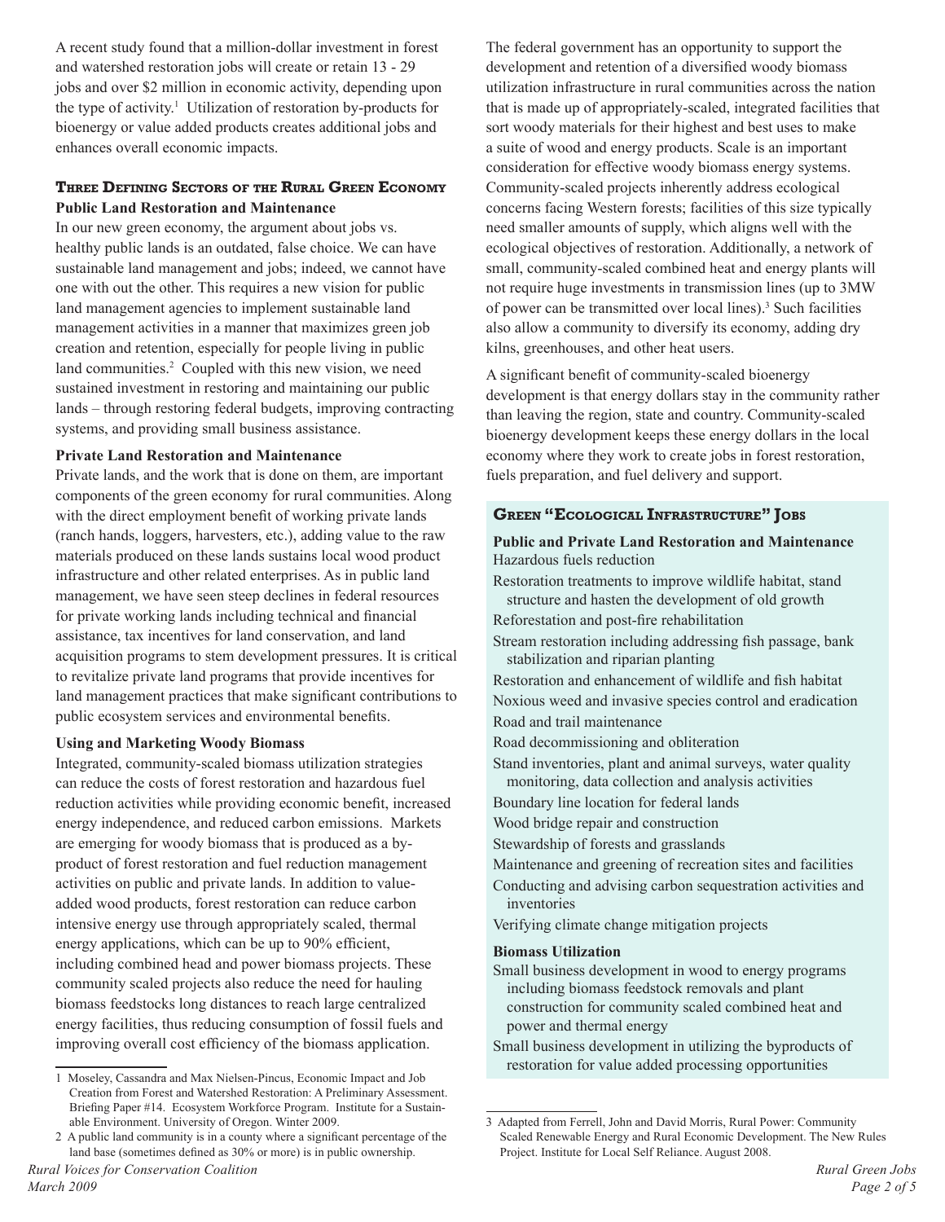A recent study found that a million-dollar investment in forest and watershed restoration jobs will create or retain 13 - 29 jobs and over $2 million in economic activity, depending upon the type of activity.[1] Utilization of restoration by-products for bioenergy or value added products creates additional jobs and enhances overall economic impacts.

## Three Defining Sectors of the Rural Green Economy

### Public Land Restoration and Maintenance

In our new green economy, the argument about jobs vs. healthy public lands is an outdated, false choice. We can have sustainable land management and jobs; indeed, we cannot have one with out the other. This requires a new vision for public land management agencies to implement sustainable land management activities in a manner that maximizes green job creation and retention, especially for people living in public land communities.[2] Coupled with this new vision, we need sustained investment in restoring and maintaining our public lands – through restoring federal budgets, improving contracting systems, and providing small business assistance.

### Private Land Restoration and Maintenance

Private lands, and the work that is done on them, are important components of the green economy for rural communities. Along with the direct employment benefit of working private lands (ranch hands, loggers, harvesters, etc.), adding value to the raw materials produced on these lands sustains local wood product infrastructure and other related enterprises. As in public land management, we have seen steep declines in federal resources for private working lands including technical and financial assistance, tax incentives for land conservation, and land acquisition programs to stem development pressures. It is critical to revitalize private land programs that provide incentives for land management practices that make significant contributions to public ecosystem services and environmental benefits.

### Using and Marketing Woody Biomass

Integrated, community-scaled biomass utilization strategies can reduce the costs of forest restoration and hazardous fuel reduction activities while providing economic benefit, increased energy independence, and reduced carbon emissions. Markets are emerging for woody biomass that is produced as a by-product of forest restoration and fuel reduction management activities on public and private lands. In addition to value-added wood products, forest restoration can reduce carbon intensive energy use through appropriately scaled, thermal energy applications, which can be up to 90% efficient, including combined head and power biomass projects. These community scaled projects also reduce the need for hauling biomass feedstocks long distances to reach large centralized energy facilities, thus reducing consumption of fossil fuels and improving overall cost efficiency of the biomass application.

The federal government has an opportunity to support the development and retention of a diversified woody biomass utilization infrastructure in rural communities across the nation that is made up of appropriately-scaled, integrated facilities that sort woody materials for their highest and best uses to make a suite of wood and energy products. Scale is an important consideration for effective woody biomass energy systems. Community-scaled projects inherently address ecological concerns facing Western forests; facilities of this size typically need smaller amounts of supply, which aligns well with the ecological objectives of restoration. Additionally, a network of small, community-scaled combined heat and energy plants will not require huge investments in transmission lines (up to 3MW of power can be transmitted over local lines).[3] Such facilities also allow a community to diversify its economy, adding dry kilns, greenhouses, and other heat users.

A significant benefit of community-scaled bioenergy development is that energy dollars stay in the community rather than leaving the region, state and country. Community-scaled bioenergy development keeps these energy dollars in the local economy where they work to create jobs in forest restoration, fuels preparation, and fuel delivery and support.

## Green "Ecological Infrastructure" Jobs

**Public and Private Land Restoration and Maintenance**

- Hazardous fuels reduction
- Restoration treatments to improve wildlife habitat, stand structure and hasten the development of old growth
- Reforestation and post-fire rehabilitation
- Stream restoration including addressing fish passage, bank stabilization and riparian planting
- Restoration and enhancement of wildlife and fish habitat
- Noxious weed and invasive species control and eradication
- Road and trail maintenance
- Road decommissioning and obliteration
- Stand inventories, plant and animal surveys, water quality monitoring, data collection and analysis activities
- Boundary line location for federal lands
- Wood bridge repair and construction
- Stewardship of forests and grasslands
- Maintenance and greening of recreation sites and facilities
- Conducting and advising carbon sequestration activities and inventories
- Verifying climate change mitigation projects

**Biomass Utilization**

- Small business development in wood to energy programs including biomass feedstock removals and plant construction for community scaled combined heat and power and thermal energy
- Small business development in utilizing the byproducts of restoration for value added processing opportunities

---

1 Moseley, Cassandra and Max Nielsen-Pincus, Economic Impact and Job Creation from Forest and Watershed Restoration: A Preliminary Assessment. Briefing Paper #14. Ecosystem Workforce Program. Institute for a Sustainable Environment. University of Oregon. Winter 2009.

2 A public land community is in a county where a significant percentage of the land base (sometimes defined as 30% or more) is in public ownership.

3 Adapted from Ferrell, John and David Morris, Rural Power: Community Scaled Renewable Energy and Rural Economic Development. The New Rules Project. Institute for Local Self Reliance. August 2008.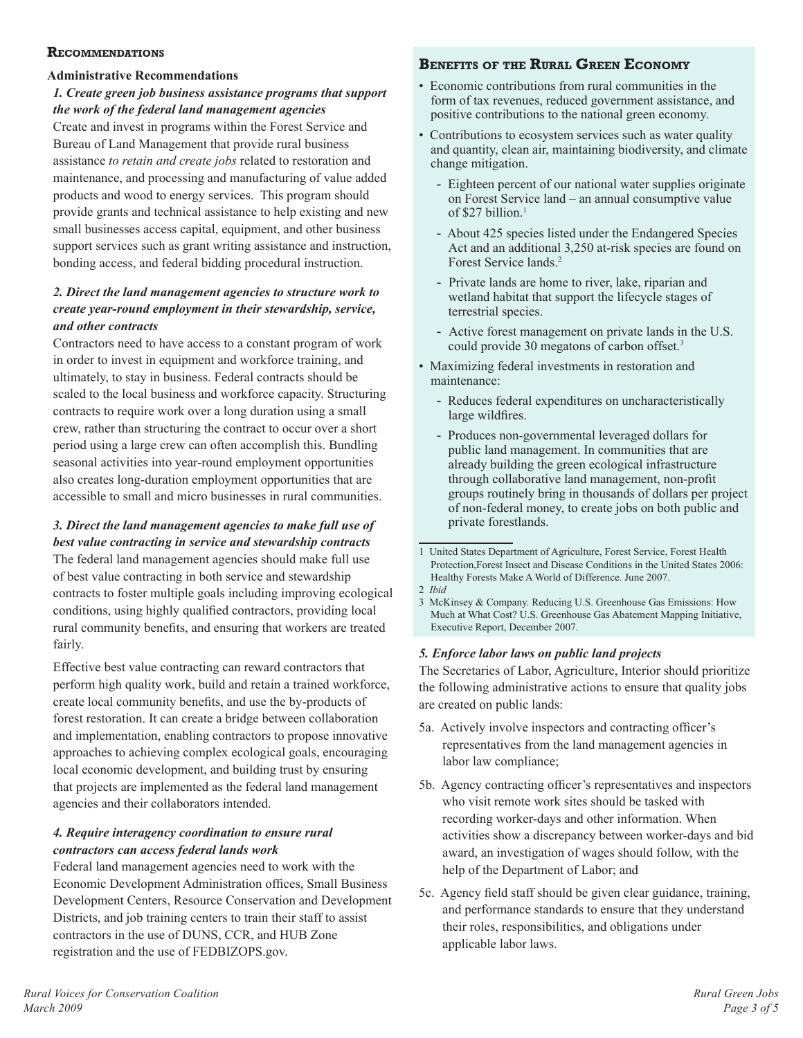## Recommendations

### Administrative Recommendations

***1. Create green job business assistance programs that support the work of the federal land management agencies***

Create and invest in programs within the Forest Service and Bureau of Land Management that provide rural business assistance *to retain and create jobs* related to restoration and maintenance, and processing and manufacturing of value added products and wood to energy services. This program should provide grants and technical assistance to help existing and new small businesses access capital, equipment, and other business support services such as grant writing assistance and instruction, bonding access, and federal bidding procedural instruction.

***2. Direct the land management agencies to structure work to create year-round employment in their stewardship, service, and other contracts***

Contractors need to have access to a constant program of work in order to invest in equipment and workforce training, and ultimately, to stay in business. Federal contracts should be scaled to the local business and workforce capacity. Structuring contracts to require work over a long duration using a small crew, rather than structuring the contract to occur over a short period using a large crew can often accomplish this. Bundling seasonal activities into year-round employment opportunities also creates long-duration employment opportunities that are accessible to small and micro businesses in rural communities.

***3. Direct the land management agencies to make full use of best value contracting in service and stewardship contracts***

The federal land management agencies should make full use of best value contracting in both service and stewardship contracts to foster multiple goals including improving ecological conditions, using highly qualified contractors, providing local rural community benefits, and ensuring that workers are treated fairly.

Effective best value contracting can reward contractors that perform high quality work, build and retain a trained workforce, create local community benefits, and use the by-products of forest restoration. It can create a bridge between collaboration and implementation, enabling contractors to propose innovative approaches to achieving complex ecological goals, encouraging local economic development, and building trust by ensuring that projects are implemented as the federal land management agencies and their collaborators intended.

***4. Require interagency coordination to ensure rural contractors can access federal lands work***

Federal land management agencies need to work with the Economic Development Administration offices, Small Business Development Centers, Resource Conservation and Development Districts, and job training centers to train their staff to assist contractors in the use of DUNS, CCR, and HUB Zone registration and the use of FEDBIZOPS.gov.

## Benefits of the Rural Green Economy

- Economic contributions from rural communities in the form of tax revenues, reduced government assistance, and positive contributions to the national green economy.
- Contributions to ecosystem services such as water quality and quantity, clean air, maintaining biodiversity, and climate change mitigation.
  - Eighteen percent of our national water supplies originate on Forest Service land – an annual consumptive value of $27 billion.[1]
  - About 425 species listed under the Endangered Species Act and an additional 3,250 at-risk species are found on Forest Service lands.[2]
  - Private lands are home to river, lake, riparian and wetland habitat that support the lifecycle stages of terrestrial species.
  - Active forest management on private lands in the U.S. could provide 30 megatons of carbon offset.[3]
- Maximizing federal investments in restoration and maintenance:
  - Reduces federal expenditures on uncharacteristically large wildfires.
  - Produces non-governmental leveraged dollars for public land management. In communities that are already building the green ecological infrastructure through collaborative land management, non-profit groups routinely bring in thousands of dollars per project of non-federal money, to create jobs on both public and private forestlands.

1 United States Department of Agriculture, Forest Service, Forest Health Protection,Forest Insect and Disease Conditions in the United States 2006: Healthy Forests Make A World of Difference. June 2007.

2 *Ibid*

3 McKinsey & Company. Reducing U.S. Greenhouse Gas Emissions: How Much at What Cost? U.S. Greenhouse Gas Abatement Mapping Initiative, Executive Report, December 2007.

***5. Enforce labor laws on public land projects***

The Secretaries of Labor, Agriculture, Interior should prioritize the following administrative actions to ensure that quality jobs are created on public lands:

5a. Actively involve inspectors and contracting officer's representatives from the land management agencies in labor law compliance;

5b. Agency contracting officer's representatives and inspectors who visit remote work sites should be tasked with recording worker-days and other information. When activities show a discrepancy between worker-days and bid award, an investigation of wages should follow, with the help of the Department of Labor; and

5c. Agency field staff should be given clear guidance, training, and performance standards to ensure that they understand their roles, responsibilities, and obligations under applicable labor laws.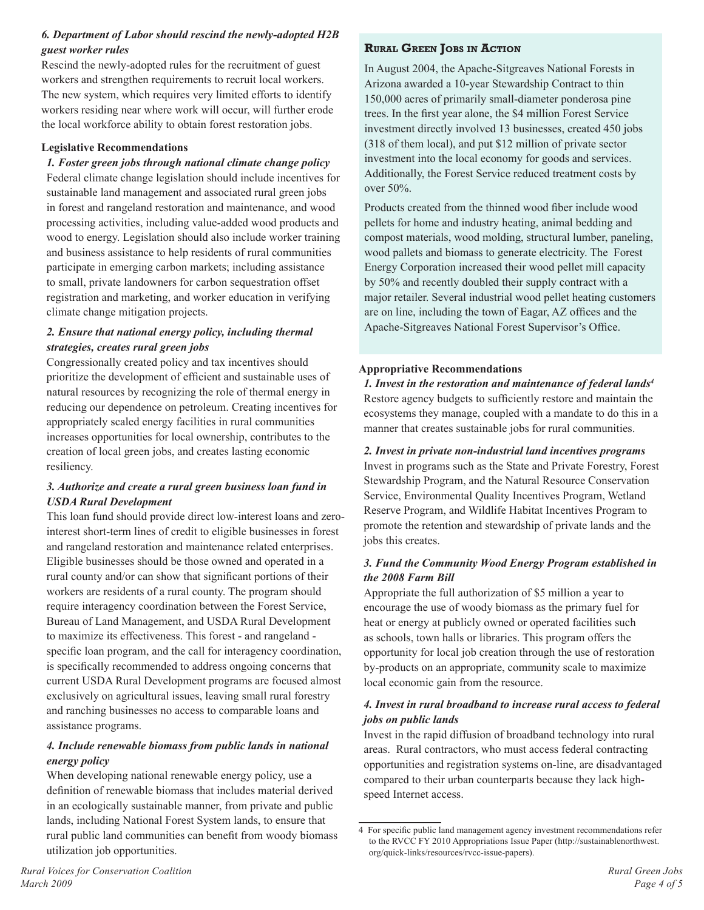*6. Department of Labor should rescind the newly-adopted H2B guest worker rules*

Rescind the newly-adopted rules for the recruitment of guest workers and strengthen requirements to recruit local workers. The new system, which requires very limited efforts to identify workers residing near where work will occur, will further erode the local workforce ability to obtain forest restoration jobs.

**Legislative Recommendations**

*1. Foster green jobs through national climate change policy*

Federal climate change legislation should include incentives for sustainable land management and associated rural green jobs in forest and rangeland restoration and maintenance, and wood processing activities, including value-added wood products and wood to energy. Legislation should also include worker training and business assistance to help residents of rural communities participate in emerging carbon markets; including assistance to small, private landowners for carbon sequestration offset registration and marketing, and worker education in verifying climate change mitigation projects.

*2. Ensure that national energy policy, including thermal strategies, creates rural green jobs*

Congressionally created policy and tax incentives should prioritize the development of efficient and sustainable uses of natural resources by recognizing the role of thermal energy in reducing our dependence on petroleum. Creating incentives for appropriately scaled energy facilities in rural communities increases opportunities for local ownership, contributes to the creation of local green jobs, and creates lasting economic resiliency.

*3. Authorize and create a rural green business loan fund in USDA Rural Development*

This loan fund should provide direct low-interest loans and zero-interest short-term lines of credit to eligible businesses in forest and rangeland restoration and maintenance related enterprises. Eligible businesses should be those owned and operated in a rural county and/or can show that significant portions of their workers are residents of a rural county. The program should require interagency coordination between the Forest Service, Bureau of Land Management, and USDA Rural Development to maximize its effectiveness. This forest - and rangeland - specific loan program, and the call for interagency coordination, is specifically recommended to address ongoing concerns that current USDA Rural Development programs are focused almost exclusively on agricultural issues, leaving small rural forestry and ranching businesses no access to comparable loans and assistance programs.

*4. Include renewable biomass from public lands in national energy policy*

When developing national renewable energy policy, use a definition of renewable biomass that includes material derived in an ecologically sustainable manner, from private and public lands, including National Forest System lands, to ensure that rural public land communities can benefit from woody biomass utilization job opportunities.

### Rural Green Jobs in Action

In August 2004, the Apache-Sitgreaves National Forests in Arizona awarded a 10-year Stewardship Contract to thin 150,000 acres of primarily small-diameter ponderosa pine trees. In the first year alone, the $4 million Forest Service investment directly involved 13 businesses, created 450 jobs (318 of them local), and put $12 million of private sector investment into the local economy for goods and services. Additionally, the Forest Service reduced treatment costs by over 50%.

Products created from the thinned wood fiber include wood pellets for home and industry heating, animal bedding and compost materials, wood molding, structural lumber, paneling, wood pallets and biomass to generate electricity. The Forest Energy Corporation increased their wood pellet mill capacity by 50% and recently doubled their supply contract with a major retailer. Several industrial wood pellet heating customers are on line, including the town of Eagar, AZ offices and the Apache-Sitgreaves National Forest Supervisor's Office.

**Appropriative Recommendations**

*1. Invest in the restoration and maintenance of federal lands*[4]

Restore agency budgets to sufficiently restore and maintain the ecosystems they manage, coupled with a mandate to do this in a manner that creates sustainable jobs for rural communities.

*2. Invest in private non-industrial land incentives programs*

Invest in programs such as the State and Private Forestry, Forest Stewardship Program, and the Natural Resource Conservation Service, Environmental Quality Incentives Program, Wetland Reserve Program, and Wildlife Habitat Incentives Program to promote the retention and stewardship of private lands and the jobs this creates.

*3. Fund the Community Wood Energy Program established in the 2008 Farm Bill*

Appropriate the full authorization of $5 million a year to encourage the use of woody biomass as the primary fuel for heat or energy at publicly owned or operated facilities such as schools, town halls or libraries. This program offers the opportunity for local job creation through the use of restoration by-products on an appropriate, community scale to maximize local economic gain from the resource.

*4. Invest in rural broadband to increase rural access to federal jobs on public lands*

Invest in the rapid diffusion of broadband technology into rural areas. Rural contractors, who must access federal contracting opportunities and registration systems on-line, are disadvantaged compared to their urban counterparts because they lack high-speed Internet access.

---

4 For specific public land management agency investment recommendations refer to the RVCC FY 2010 Appropriations Issue Paper (http://sustainablenorthwest.org/quick-links/resources/rvcc-issue-papers).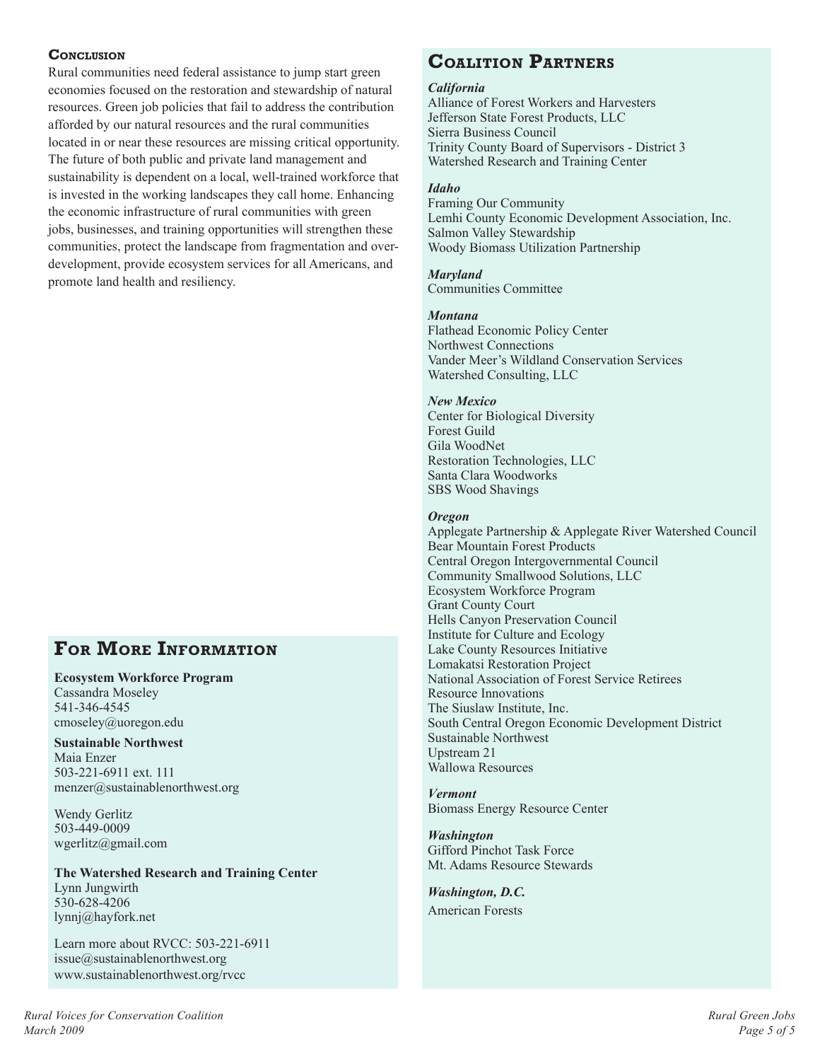## Conclusion

Rural communities need federal assistance to jump start green economies focused on the restoration and stewardship of natural resources. Green job policies that fail to address the contribution afforded by our natural resources and the rural communities located in or near these resources are missing critical opportunity. The future of both public and private land management and sustainability is dependent on a local, well-trained workforce that is invested in the working landscapes they call home. Enhancing the economic infrastructure of rural communities with green jobs, businesses, and training opportunities will strengthen these communities, protect the landscape from fragmentation and over-development, provide ecosystem services for all Americans, and promote land health and resiliency.

## For More Information

**Ecosystem Workforce Program**
Cassandra Moseley
541-346-4545
cmoseley@uoregon.edu

**Sustainable Northwest**
Maia Enzer
503-221-6911 ext. 111
menzer@sustainablenorthwest.org

Wendy Gerlitz
503-449-0009
wgerlitz@gmail.com

**The Watershed Research and Training Center**
Lynn Jungwirth
530-628-4206
lynnj@hayfork.net

Learn more about RVCC: 503-221-6911
issue@sustainablenorthwest.org
www.sustainablenorthwest.org/rvcc

## Coalition Partners

***California***
Alliance of Forest Workers and Harvesters
Jefferson State Forest Products, LLC
Sierra Business Council
Trinity County Board of Supervisors - District 3
Watershed Research and Training Center

***Idaho***
Framing Our Community
Lemhi County Economic Development Association, Inc.
Salmon Valley Stewardship
Woody Biomass Utilization Partnership

***Maryland***
Communities Committee

***Montana***
Flathead Economic Policy Center
Northwest Connections
Vander Meer's Wildland Conservation Services
Watershed Consulting, LLC

***New Mexico***
Center for Biological Diversity
Forest Guild
Gila WoodNet
Restoration Technologies, LLC
Santa Clara Woodworks
SBS Wood Shavings

***Oregon***
Applegate Partnership & Applegate River Watershed Council
Bear Mountain Forest Products
Central Oregon Intergovernmental Council
Community Smallwood Solutions, LLC
Ecosystem Workforce Program
Grant County Court
Hells Canyon Preservation Council
Institute for Culture and Ecology
Lake County Resources Initiative
Lomakatsi Restoration Project
National Association of Forest Service Retirees
Resource Innovations
The Siuslaw Institute, Inc.
South Central Oregon Economic Development District
Sustainable Northwest
Upstream 21
Wallowa Resources

***Vermont***
Biomass Energy Resource Center

***Washington***
Gifford Pinchot Task Force
Mt. Adams Resource Stewards

***Washington, D.C.***
American Forests